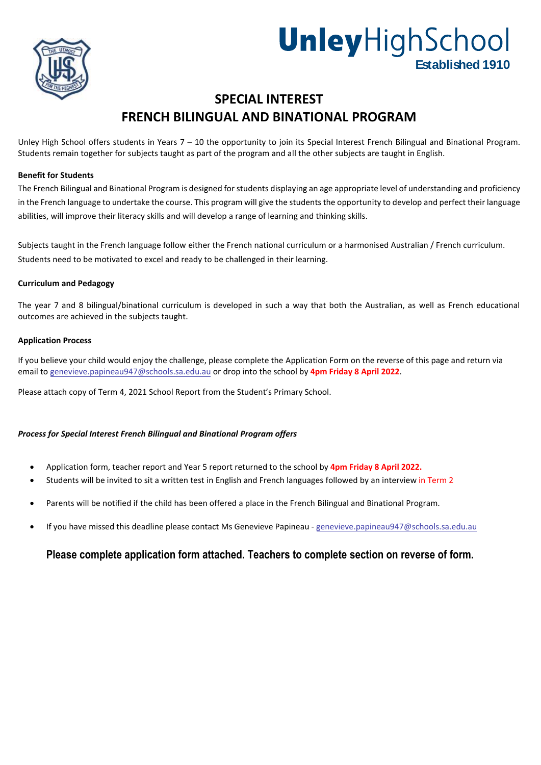# Unley High School

**Established 1910**

## SPECIAL INTEREST
## FRENCH BILINGUAL AND BINATIONAL PROGRAM

Unley High School offers students in Years 7 – 10 the opportunity to join its Special Interest French Bilingual and Binational Program. Students remain together for subjects taught as part of the program and all the other subjects are taught in English.

**Benefit for Students**

The French Bilingual and Binational Program is designed for students displaying an age appropriate level of understanding and proficiency in the French language to undertake the course. This program will give the students the opportunity to develop and perfect their language abilities, will improve their literacy skills and will develop a range of learning and thinking skills.

Subjects taught in the French language follow either the French national curriculum or a harmonised Australian / French curriculum. Students need to be motivated to excel and ready to be challenged in their learning.

**Curriculum and Pedagogy**

The year 7 and 8 bilingual/binational curriculum is developed in such a way that both the Australian, as well as French educational outcomes are achieved in the subjects taught.

**Application Process**

If you believe your child would enjoy the challenge, please complete the Application Form on the reverse of this page and return via email to genevieve.papineau947@schools.sa.edu.au or drop into the school by **4pm Friday 8 April 2022**.

Please attach copy of Term 4, 2021 School Report from the Student's Primary School.

***Process for Special Interest French Bilingual and Binational Program offers***

- Application form, teacher report and Year 5 report returned to the school by **4pm Friday 8 April 2022.**
- Students will be invited to sit a written test in English and French languages followed by an interview in Term 2
- Parents will be notified if the child has been offered a place in the French Bilingual and Binational Program.
- If you have missed this deadline please contact Ms Genevieve Papineau - genevieve.papineau947@schools.sa.edu.au

**Please complete application form attached. Teachers to complete section on reverse of form.**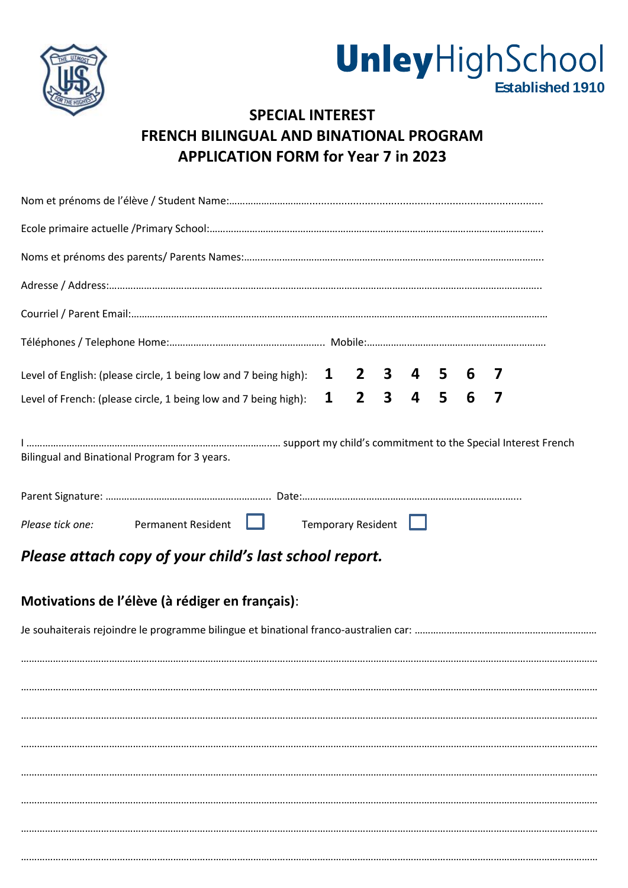**Unley**HighSchool
**Established 1910**

## SPECIAL INTEREST
## FRENCH BILINGUAL AND BINATIONAL PROGRAM
## APPLICATION FORM for Year 7 in 2023

Nom et prénoms de l'élève / Student Name:…………………………………………………………………………………………

Ecole primaire actuelle /Primary School:………………………………………………………………………………………………

Noms et prénoms des parents/ Parents Names:……………………………………………………………………………………

Adresse / Address:…………………………………………………………………………………………………………………………

Courriel / Parent Email:……………………………………………………………………………………………………………………

Téléphones / Telephone Home:…………………………………………… Mobile:………………………………………………

Level of English: (please circle, 1 being low and 7 being high): **1 2 3 4 5 6 7**

Level of French: (please circle, 1 being low and 7 being high): **1 2 3 4 5 6 7**

I …………………………………………………………………………… support my child's commitment to the Special Interest French Bilingual and Binational Program for 3 years.

Parent Signature: …………………………………………………… Date:…………………………………………………………………

*Please tick one:* Permanent Resident ☐ Temporary Resident ☐

### *Please attach copy of your child's last school report.*

### Motivations de l'élève (à rédiger en français):

Je souhaiterais rejoindre le programme bilingue et binational franco-australien car: ……………………………………………………

……………………………………………………………………………………………………………………………………………………

……………………………………………………………………………………………………………………………………………………

……………………………………………………………………………………………………………………………………………………

……………………………………………………………………………………………………………………………………………………

……………………………………………………………………………………………………………………………………………………

……………………………………………………………………………………………………………………………………………………

……………………………………………………………………………………………………………………………………………………

……………………………………………………………………………………………………………………………………………………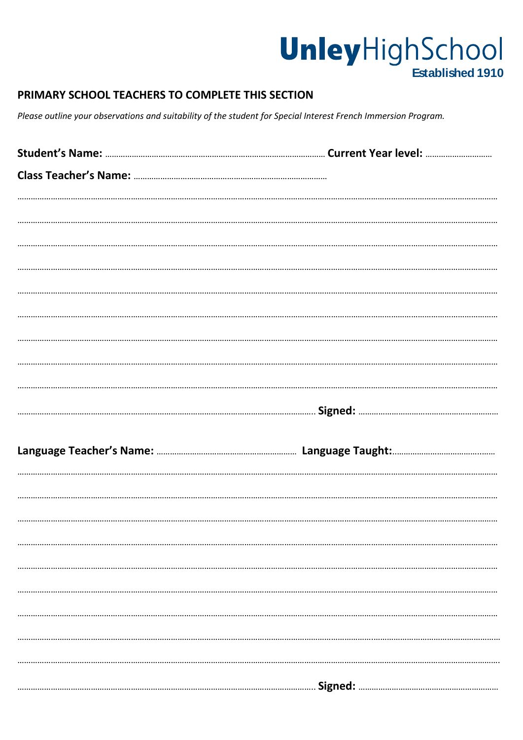**Unley**HighSchool
**Established 1910**

## PRIMARY SCHOOL TEACHERS TO COMPLETE THIS SECTION

*Please outline your observations and suitability of the student for Special Interest French Immersion Program.*

**Student's Name:** .................................................................................................... **Current Year level:** ...............................

**Class Teacher's Name:** ........................................................................................

..............................................................................................................................................................................................................

..............................................................................................................................................................................................................

..............................................................................................................................................................................................................

..............................................................................................................................................................................................................

..............................................................................................................................................................................................................

..............................................................................................................................................................................................................

..............................................................................................................................................................................................................

..............................................................................................................................................................................................................

..............................................................................................................................................................................................................

........................................................................................................................................ **Signed:** ...............................................................

**Language Teacher's Name:** .............................................................. **Language Taught:**.............................................

..............................................................................................................................................................................................................

..............................................................................................................................................................................................................

..............................................................................................................................................................................................................

..............................................................................................................................................................................................................

..............................................................................................................................................................................................................

..............................................................................................................................................................................................................

..............................................................................................................................................................................................................

..............................................................................................................................................................................................................

..............................................................................................................................................................................................................

........................................................................................................................................ **Signed:** ...............................................................